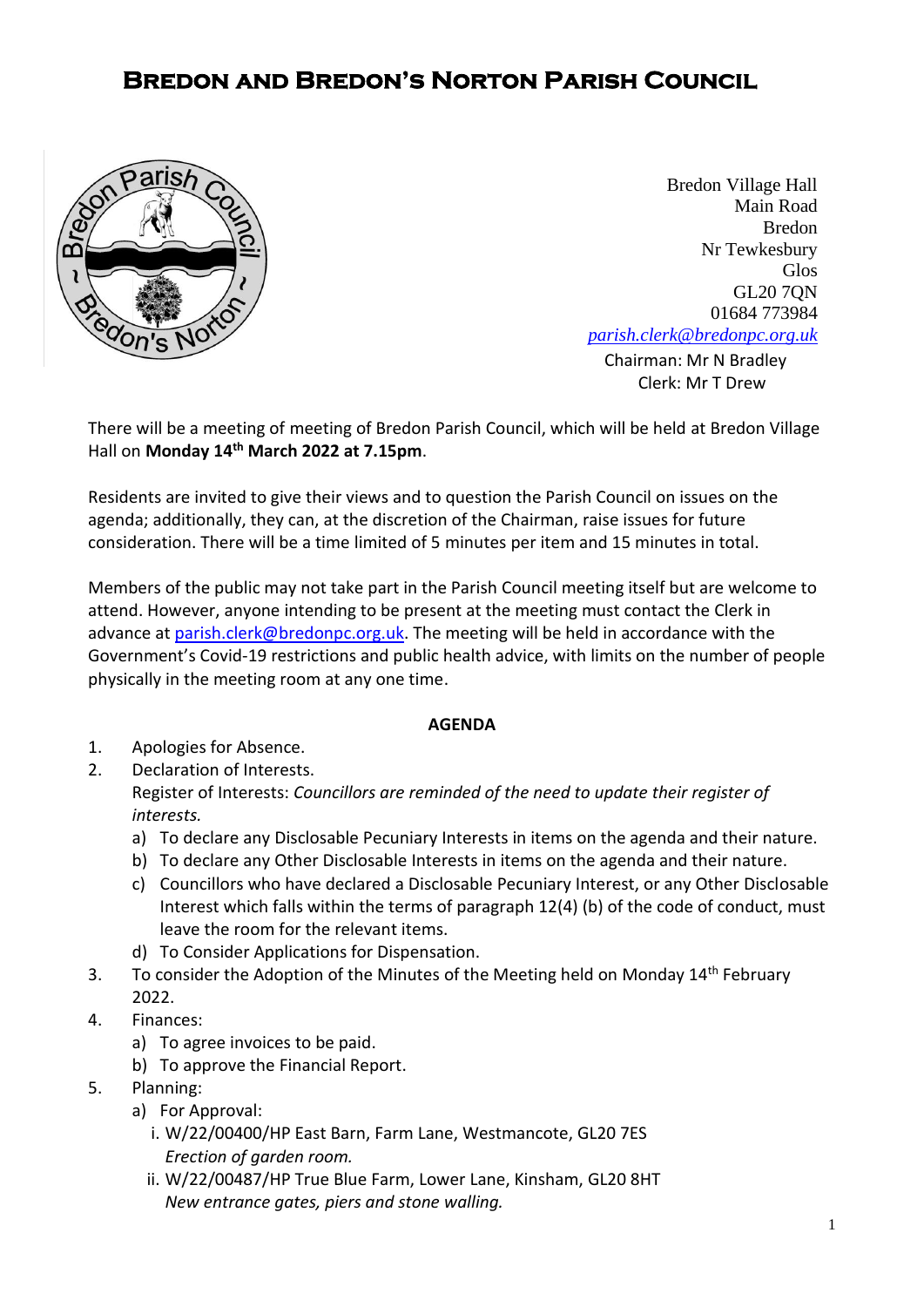# Bredon and Bredon's Norton Parish Council

Bredon Village Hall
Main Road
Bredon
Nr Tewkesbury
Glos
GL20 7QN
01684 773984
parish.clerk@bredonpc.org.uk

Chairman: Mr N Bradley
Clerk: Mr T Drew

There will be a meeting of meeting of Bredon Parish Council, which will be held at Bredon Village Hall on **Monday 14th March 2022 at 7.15pm**.

Residents are invited to give their views and to question the Parish Council on issues on the agenda; additionally, they can, at the discretion of the Chairman, raise issues for future consideration. There will be a time limited of 5 minutes per item and 15 minutes in total.

Members of the public may not take part in the Parish Council meeting itself but are welcome to attend. However, anyone intending to be present at the meeting must contact the Clerk in advance at parish.clerk@bredonpc.org.uk. The meeting will be held in accordance with the Government's Covid-19 restrictions and public health advice, with limits on the number of people physically in the meeting room at any one time.

**AGENDA**

1. Apologies for Absence.
2. Declaration of Interests.
   Register of Interests: *Councillors are reminded of the need to update their register of interests.*
   a) To declare any Disclosable Pecuniary Interests in items on the agenda and their nature.
   b) To declare any Other Disclosable Interests in items on the agenda and their nature.
   c) Councillors who have declared a Disclosable Pecuniary Interest, or any Other Disclosable Interest which falls within the terms of paragraph 12(4) (b) of the code of conduct, must leave the room for the relevant items.
   d) To Consider Applications for Dispensation.
3. To consider the Adoption of the Minutes of the Meeting held on Monday 14th February 2022.
4. Finances:
   a) To agree invoices to be paid.
   b) To approve the Financial Report.
5. Planning:
   a) For Approval:
      i. W/22/00400/HP East Barn, Farm Lane, Westmancote, GL20 7ES
      *Erection of garden room.*
      ii. W/22/00487/HP True Blue Farm, Lower Lane, Kinsham, GL20 8HT
      *New entrance gates, piers and stone walling.*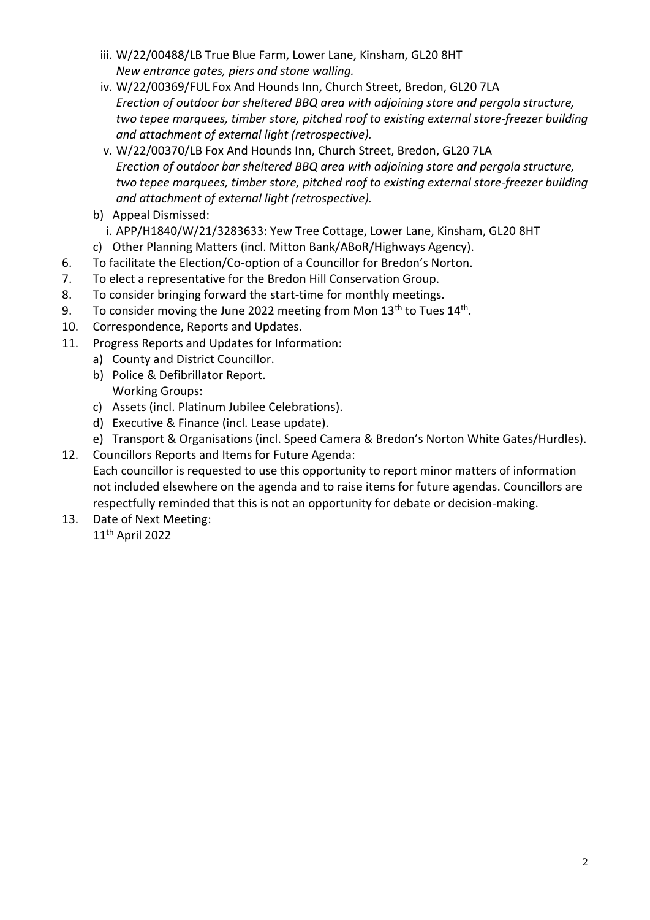iii. W/22/00488/LB True Blue Farm, Lower Lane, Kinsham, GL20 8HT
   *New entrance gates, piers and stone walling.*
   iv. W/22/00369/FUL Fox And Hounds Inn, Church Street, Bredon, GL20 7LA
   *Erection of outdoor bar sheltered BBQ area with adjoining store and pergola structure, two tepee marquees, timber store, pitched roof to existing external store-freezer building and attachment of external light (retrospective).*
   v. W/22/00370/LB Fox And Hounds Inn, Church Street, Bredon, GL20 7LA
   *Erection of outdoor bar sheltered BBQ area with adjoining store and pergola structure, two tepee marquees, timber store, pitched roof to existing external store-freezer building and attachment of external light (retrospective).*

   b) Appeal Dismissed:
      i. APP/H1840/W/21/3283633: Yew Tree Cottage, Lower Lane, Kinsham, GL20 8HT
   c) Other Planning Matters (incl. Mitton Bank/ABoR/Highways Agency).

6. To facilitate the Election/Co-option of a Councillor for Bredon's Norton.
7. To elect a representative for the Bredon Hill Conservation Group.
8. To consider bringing forward the start-time for monthly meetings.
9. To consider moving the June 2022 meeting from Mon 13th to Tues 14th.
10. Correspondence, Reports and Updates.
11. Progress Reports and Updates for Information:
    a) County and District Councillor.
    b) Police & Defibrillator Report.
    <u>Working Groups:</u>
    c) Assets (incl. Platinum Jubilee Celebrations).
    d) Executive & Finance (incl. Lease update).
    e) Transport & Organisations (incl. Speed Camera & Bredon's Norton White Gates/Hurdles).
12. Councillors Reports and Items for Future Agenda:
    Each councillor is requested to use this opportunity to report minor matters of information not included elsewhere on the agenda and to raise items for future agendas. Councillors are respectfully reminded that this is not an opportunity for debate or decision-making.
13. Date of Next Meeting:
    11th April 2022